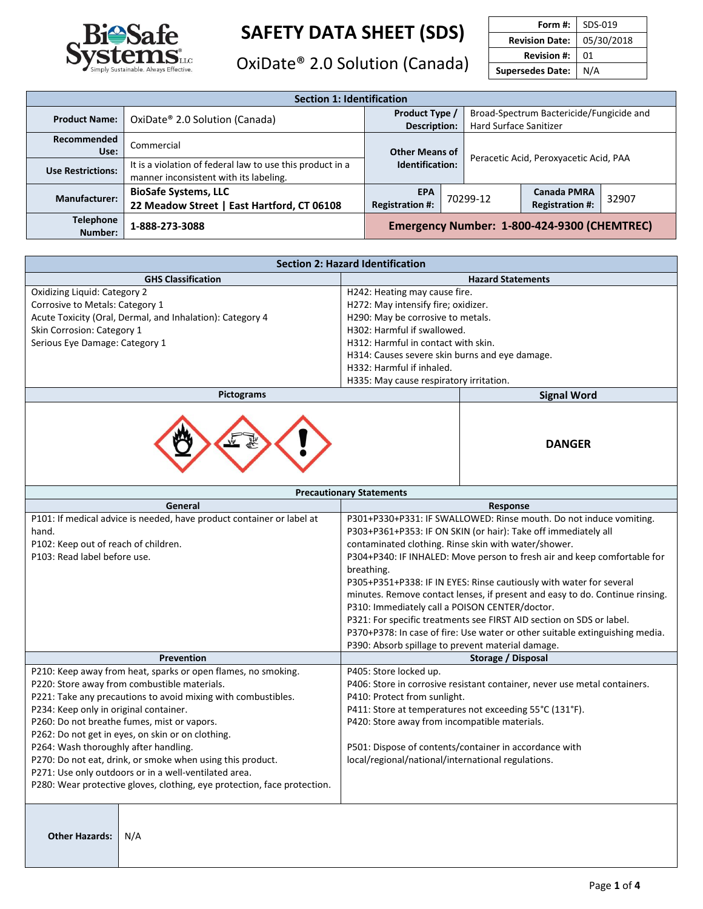# SAFETY DATA SHEET (SDS)

## OxiDate® 2.0 Solution (Canada)

| Form #: | SDS-019 |
|---|---|
| Revision Date: | 05/30/2018 |
| Revision #: | 01 |
| Supersedes Date: | N/A |

## Section 1: Identification

| | | | | | |
|---|---|---|---|---|---|
| **Product Name:** | OxiDate® 2.0 Solution (Canada) | **Product Type / Description:** | Broad-Spectrum Bactericide/Fungicide and Hard Surface Sanitizer | | |
| **Recommended Use:** | Commercial | **Other Means of Identification:** | Peracetic Acid, Peroxyacetic Acid, PAA | | |
| **Use Restrictions:** | It is a violation of federal law to use this product in a manner inconsistent with its labeling. | | | | |
| **Manufacturer:** | **BioSafe Systems, LLC 22 Meadow Street \| East Hartford, CT 06108** | **EPA Registration #:** | 70299-12 | **Canada PMRA Registration #:** | 32907 |
| **Telephone Number:** | **1-888-273-3088** | **Emergency Number: 1-800-424-9300 (CHEMTREC)** | | | |

## Section 2: Hazard Identification

| GHS Classification | Hazard Statements |
|---|---|
| Oxidizing Liquid: Category 2<br>Corrosive to Metals: Category 1<br>Acute Toxicity (Oral, Dermal, and Inhalation): Category 4<br>Skin Corrosion: Category 1<br>Serious Eye Damage: Category 1 | H242: Heating may cause fire.<br>H272: May intensify fire; oxidizer.<br>H290: May be corrosive to metals.<br>H302: Harmful if swallowed.<br>H312: Harmful in contact with skin.<br>H314: Causes severe skin burns and eye damage.<br>H332: Harmful if inhaled.<br>H335: May cause respiratory irritation. |

| Pictograms | Signal Word |
|---|---|
| | **DANGER** |

### Precautionary Statements

| General | Response |
|---|---|
| P101: If medical advice is needed, have product container or label at hand.<br>P102: Keep out of reach of children.<br>P103: Read label before use. | P301+P330+P331: IF SWALLOWED: Rinse mouth. Do not induce vomiting.<br>P303+P361+P353: IF ON SKIN (or hair): Take off immediately all contaminated clothing. Rinse skin with water/shower.<br>P304+P340: IF INHALED: Move person to fresh air and keep comfortable for breathing.<br>P305+P351+P338: IF IN EYES: Rinse cautiously with water for several minutes. Remove contact lenses, if present and easy to do. Continue rinsing.<br>P310: Immediately call a POISON CENTER/doctor.<br>P321: For specific treatments see FIRST AID section on SDS or label.<br>P370+P378: In case of fire: Use water or other suitable extinguishing media.<br>P390: Absorb spillage to prevent material damage. |

| Prevention | Storage / Disposal |
|---|---|
| P210: Keep away from heat, sparks or open flames, no smoking.<br>P220: Store away from combustible materials.<br>P221: Take any precautions to avoid mixing with combustibles.<br>P234: Keep only in original container.<br>P260: Do not breathe fumes, mist or vapors.<br>P262: Do not get in eyes, on skin or on clothing.<br>P264: Wash thoroughly after handling.<br>P270: Do not eat, drink, or smoke when using this product.<br>P271: Use only outdoors or in a well-ventilated area.<br>P280: Wear protective gloves, clothing, eye protection, face protection. | P405: Store locked up.<br>P406: Store in corrosive resistant container, never use metal containers.<br>P410: Protect from sunlight.<br>P411: Store at temperatures not exceeding 55°C (131°F).<br>P420: Store away from incompatible materials.<br><br>P501: Dispose of contents/container in accordance with local/regional/national/international regulations. |

| | |
|---|---|
| **Other Hazards:** | N/A |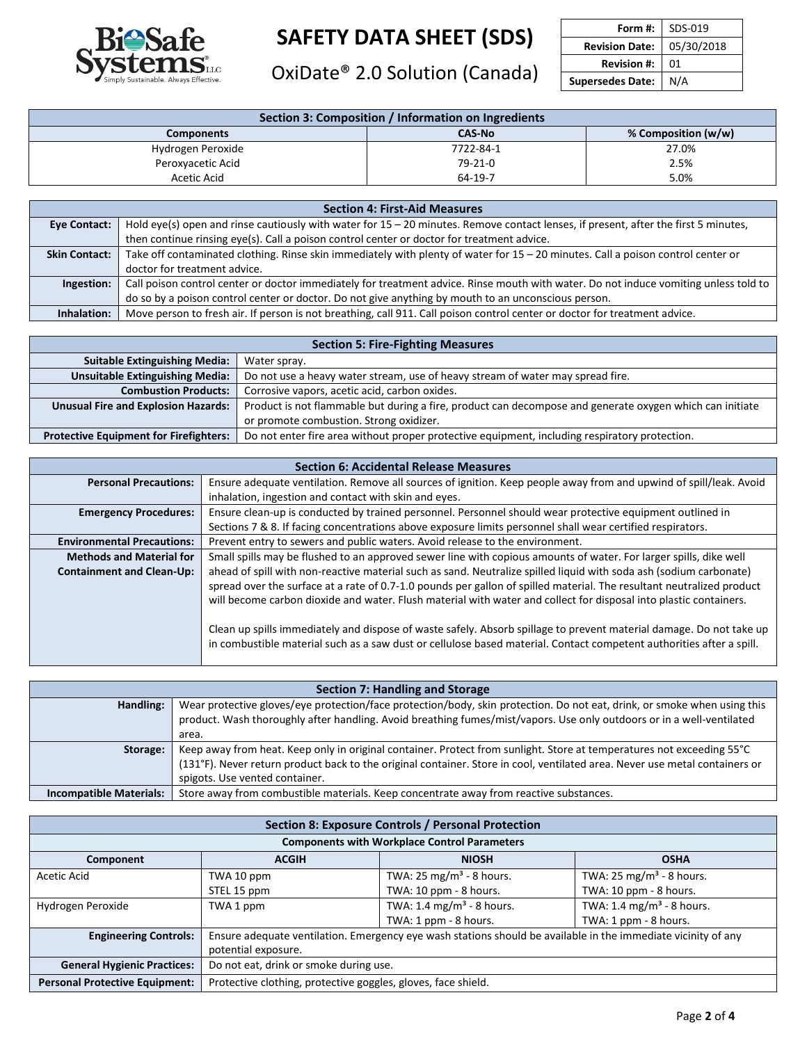# SAFETY DATA SHEET (SDS)

## OxiDate® 2.0 Solution (Canada)

| Form #: | SDS-019 |
|---|---|
| Revision Date: | 05/30/2018 |
| Revision #: | 01 |
| Supersedes Date: | N/A |

## Section 3: Composition / Information on Ingredients

| Components | CAS-No | % Composition (w/w) |
|---|---|---|
| Hydrogen Peroxide | 7722-84-1 | 27.0% |
| Peroxyacetic Acid | 79-21-0 | 2.5% |
| Acetic Acid | 64-19-7 | 5.0% |

## Section 4: First-Aid Measures

| | |
|---|---|
| **Eye Contact:** | Hold eye(s) open and rinse cautiously with water for 15 – 20 minutes. Remove contact lenses, if present, after the first 5 minutes, then continue rinsing eye(s). Call a poison control center or doctor for treatment advice. |
| **Skin Contact:** | Take off contaminated clothing. Rinse skin immediately with plenty of water for 15 – 20 minutes. Call a poison control center or doctor for treatment advice. |
| **Ingestion:** | Call poison control center or doctor immediately for treatment advice. Rinse mouth with water. Do not induce vomiting unless told to do so by a poison control center or doctor. Do not give anything by mouth to an unconscious person. |
| **Inhalation:** | Move person to fresh air. If person is not breathing, call 911. Call poison control center or doctor for treatment advice. |

## Section 5: Fire-Fighting Measures

| | |
|---|---|
| **Suitable Extinguishing Media:** | Water spray. |
| **Unsuitable Extinguishing Media:** | Do not use a heavy water stream, use of heavy stream of water may spread fire. |
| **Combustion Products:** | Corrosive vapors, acetic acid, carbon oxides. |
| **Unusual Fire and Explosion Hazards:** | Product is not flammable but during a fire, product can decompose and generate oxygen which can initiate or promote combustion. Strong oxidizer. |
| **Protective Equipment for Firefighters:** | Do not enter fire area without proper protective equipment, including respiratory protection. |

## Section 6: Accidental Release Measures

| | |
|---|---|
| **Personal Precautions:** | Ensure adequate ventilation. Remove all sources of ignition. Keep people away from and upwind of spill/leak. Avoid inhalation, ingestion and contact with skin and eyes. |
| **Emergency Procedures:** | Ensure clean-up is conducted by trained personnel. Personnel should wear protective equipment outlined in Sections 7 & 8. If facing concentrations above exposure limits personnel shall wear certified respirators. |
| **Environmental Precautions:** | Prevent entry to sewers and public waters. Avoid release to the environment. |
| **Methods and Material for Containment and Clean-Up:** | Small spills may be flushed to an approved sewer line with copious amounts of water. For larger spills, dike well ahead of spill with non-reactive material such as sand. Neutralize spilled liquid with soda ash (sodium carbonate) spread over the surface at a rate of 0.7-1.0 pounds per gallon of spilled material. The resultant neutralized product will become carbon dioxide and water. Flush material with water and collect for disposal into plastic containers.<br><br>Clean up spills immediately and dispose of waste safely. Absorb spillage to prevent material damage. Do not take up in combustible material such as a saw dust or cellulose based material. Contact competent authorities after a spill. |

## Section 7: Handling and Storage

| | |
|---|---|
| **Handling:** | Wear protective gloves/eye protection/face protection/body, skin protection. Do not eat, drink, or smoke when using this product. Wash thoroughly after handling. Avoid breathing fumes/mist/vapors. Use only outdoors or in a well-ventilated area. |
| **Storage:** | Keep away from heat. Keep only in original container. Protect from sunlight. Store at temperatures not exceeding 55°C (131°F). Never return product back to the original container. Store in cool, ventilated area. Never use metal containers or spigots. Use vented container. |
| **Incompatible Materials:** | Store away from combustible materials. Keep concentrate away from reactive substances. |

## Section 8: Exposure Controls / Personal Protection

**Components with Workplace Control Parameters**

| Component | ACGIH | NIOSH | OSHA |
|---|---|---|---|
| Acetic Acid | TWA 10 ppm<br>STEL 15 ppm | TWA: 25 mg/m³ - 8 hours.<br>TWA: 10 ppm - 8 hours. | TWA: 25 mg/m³ - 8 hours.<br>TWA: 10 ppm - 8 hours. |
| Hydrogen Peroxide | TWA 1 ppm | TWA: 1.4 mg/m³ - 8 hours.<br>TWA: 1 ppm - 8 hours. | TWA: 1.4 mg/m³ - 8 hours.<br>TWA: 1 ppm - 8 hours. |

| | |
|---|---|
| **Engineering Controls:** | Ensure adequate ventilation. Emergency eye wash stations should be available in the immediate vicinity of any potential exposure. |
| **General Hygienic Practices:** | Do not eat, drink or smoke during use. |
| **Personal Protective Equipment:** | Protective clothing, protective goggles, gloves, face shield. |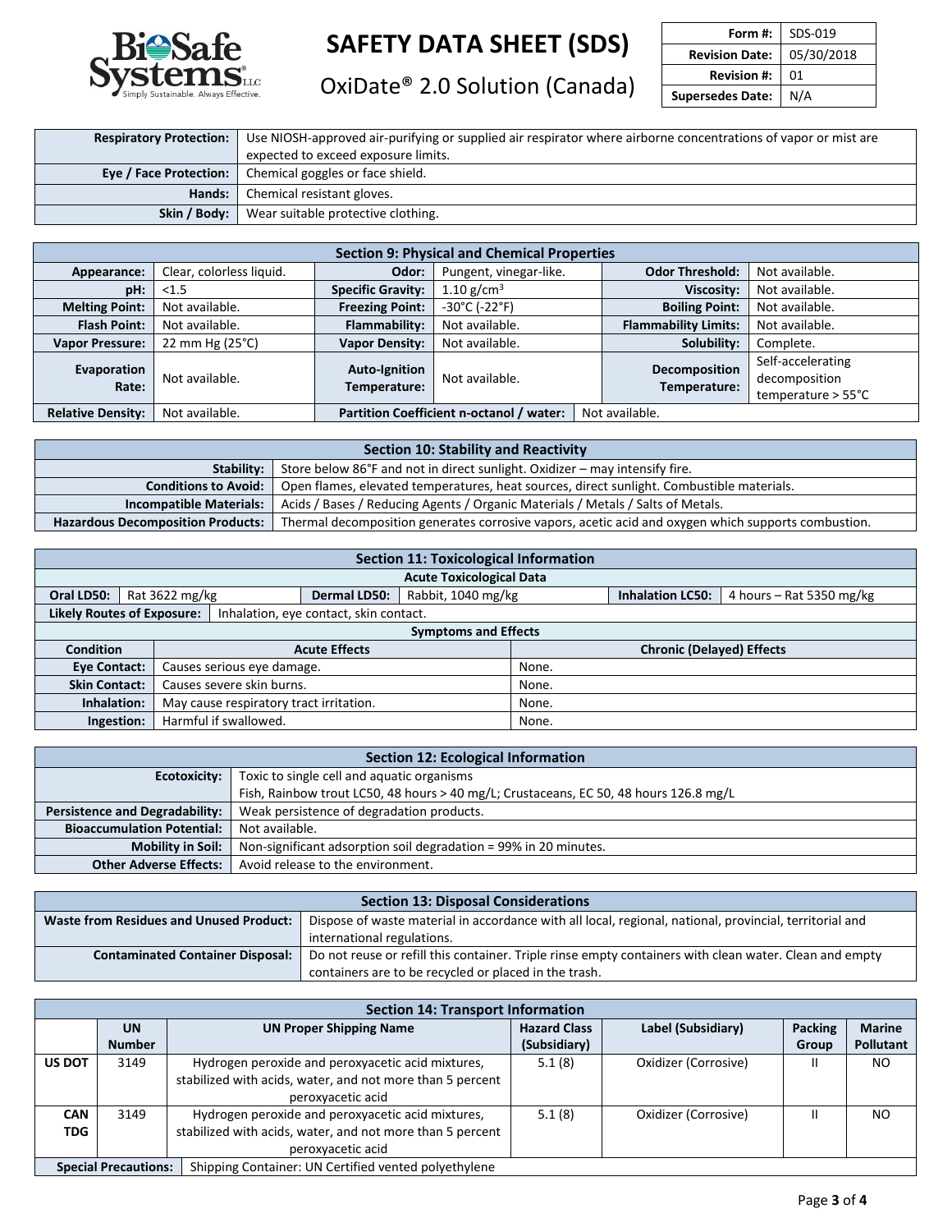| | |
|---|---|
| **Respiratory Protection:** | Use NIOSH-approved air-purifying or supplied air respirator where airborne concentrations of vapor or mist are expected to exceed exposure limits. |
| **Eye / Face Protection:** | Chemical goggles or face shield. |
| **Hands:** | Chemical resistant gloves. |
| **Skin / Body:** | Wear suitable protective clothing. |

## Section 9: Physical and Chemical Properties

| | | | | | |
|---|---|---|---|---|---|
| **Appearance:** | Clear, colorless liquid. | **Odor:** | Pungent, vinegar-like. | **Odor Threshold:** | Not available. |
| **pH:** | <1.5 | **Specific Gravity:** | 1.10 g/cm³ | **Viscosity:** | Not available. |
| **Melting Point:** | Not available. | **Freezing Point:** | -30°C (-22°F) | **Boiling Point:** | Not available. |
| **Flash Point:** | Not available. | **Flammability:** | Not available. | **Flammability Limits:** | Not available. |
| **Vapor Pressure:** | 22 mm Hg (25°C) | **Vapor Density:** | Not available. | **Solubility:** | Complete. |
| **Evaporation Rate:** | Not available. | **Auto-Ignition Temperature:** | Not available. | **Decomposition Temperature:** | Self-accelerating decomposition temperature > 55°C |
| **Relative Density:** | Not available. | **Partition Coefficient n-octanol / water:** | | Not available. | |

## Section 10: Stability and Reactivity

| | |
|---|---|
| **Stability:** | Store below 86°F and not in direct sunlight. Oxidizer – may intensify fire. |
| **Conditions to Avoid:** | Open flames, elevated temperatures, heat sources, direct sunlight. Combustible materials. |
| **Incompatible Materials:** | Acids / Bases / Reducing Agents / Organic Materials / Metals / Salts of Metals. |
| **Hazardous Decomposition Products:** | Thermal decomposition generates corrosive vapors, acetic acid and oxygen which supports combustion. |

## Section 11: Toxicological Information

### Acute Toxicological Data

| | | | | | |
|---|---|---|---|---|---|
| **Oral LD50:** | Rat 3622 mg/kg | **Dermal LD50:** | Rabbit, 1040 mg/kg | **Inhalation LC50:** | 4 hours – Rat 5350 mg/kg |
| **Likely Routes of Exposure:** | Inhalation, eye contact, skin contact. | | | | |

### Symptoms and Effects

| Condition | Acute Effects | Chronic (Delayed) Effects |
|---|---|---|
| **Eye Contact:** | Causes serious eye damage. | None. |
| **Skin Contact:** | Causes severe skin burns. | None. |
| **Inhalation:** | May cause respiratory tract irritation. | None. |
| **Ingestion:** | Harmful if swallowed. | None. |

## Section 12: Ecological Information

| | |
|---|---|
| **Ecotoxicity:** | Toxic to single cell and aquatic organisms<br>Fish, Rainbow trout LC50, 48 hours > 40 mg/L; Crustaceans, EC 50, 48 hours 126.8 mg/L |
| **Persistence and Degradability:** | Weak persistence of degradation products. |
| **Bioaccumulation Potential:** | Not available. |
| **Mobility in Soil:** | Non-significant adsorption soil degradation = 99% in 20 minutes. |
| **Other Adverse Effects:** | Avoid release to the environment. |

## Section 13: Disposal Considerations

| | |
|---|---|
| **Waste from Residues and Unused Product:** | Dispose of waste material in accordance with all local, regional, national, provincial, territorial and international regulations. |
| **Contaminated Container Disposal:** | Do not reuse or refill this container. Triple rinse empty containers with clean water. Clean and empty containers are to be recycled or placed in the trash. |

## Section 14: Transport Information

| | UN Number | UN Proper Shipping Name | Hazard Class (Subsidiary) | Label (Subsidiary) | Packing Group | Marine Pollutant |
|---|---|---|---|---|---|---|
| **US DOT** | 3149 | Hydrogen peroxide and peroxyacetic acid mixtures, stabilized with acids, water, and not more than 5 percent peroxyacetic acid | 5.1 (8) | Oxidizer (Corrosive) | II | NO |
| **CAN TDG** | 3149 | Hydrogen peroxide and peroxyacetic acid mixtures, stabilized with acids, water, and not more than 5 percent peroxyacetic acid | 5.1 (8) | Oxidizer (Corrosive) | II | NO |
| **Special Precautions:** | Shipping Container: UN Certified vented polyethylene | | | | | |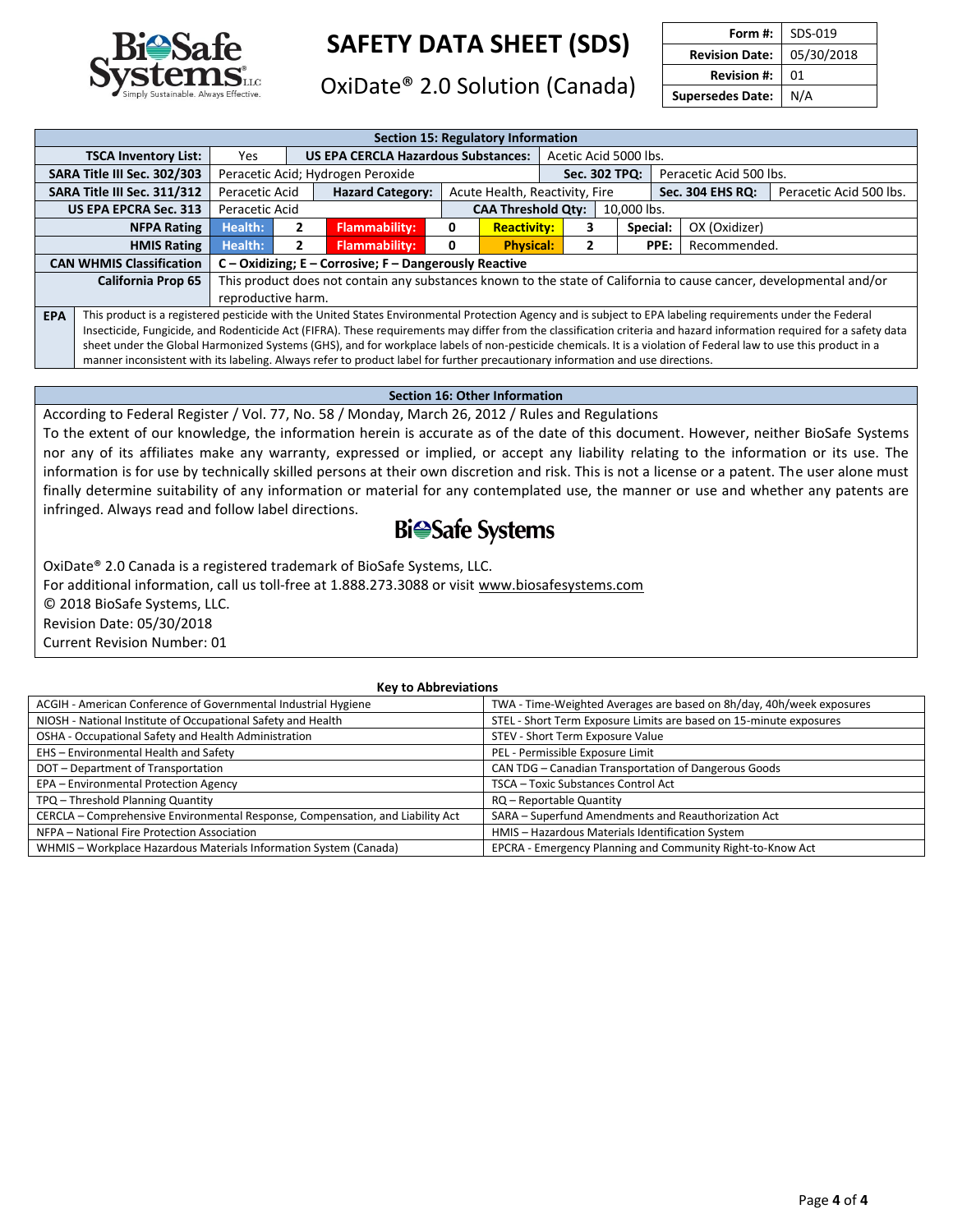# SAFETY DATA SHEET (SDS)

## OxiDate® 2.0 Solution (Canada)

| | |
|---|---|
| **Form #:** | SDS-019 |
| **Revision Date:** | 05/30/2018 |
| **Revision #:** | 01 |
| **Supersedes Date:** | N/A |

## Section 15: Regulatory Information

| | | | | | | | |
|---|---|---|---|---|---|---|---|
| **TSCA Inventory List:** | Yes | **US EPA CERCLA Hazardous Substances:** | Acetic Acid 5000 lbs. | | | | |
| **SARA Title III Sec. 302/303** | Peracetic Acid; Hydrogen Peroxide | | | **Sec. 302 TPQ:** | Peracetic Acid 500 lbs. | | |
| **SARA Title III Sec. 311/312** | Peracetic Acid | **Hazard Category:** | Acute Health, Reactivity, Fire | | | **Sec. 304 EHS RQ:** | Peracetic Acid 500 lbs. |
| **US EPA EPCRA Sec. 313** | Peracetic Acid | | **CAA Threshold Qty:** | 10,000 lbs. | | | |
| **NFPA Rating** | **Health:** 2 | **Flammability:** 0 | **Reactivity:** 3 | **Special:** | OX (Oxidizer) | | |
| **HMIS Rating** | **Health:** 2 | **Flammability:** 0 | **Physical:** 2 | **PPE:** | Recommended. | | |
| **CAN WHMIS Classification** | **C – Oxidizing; E – Corrosive; F – Dangerously Reactive** | | | | | | |
| **California Prop 65** | This product does not contain any substances known to the state of California to cause cancer, developmental and/or reproductive harm. | | | | | | |

**EPA** This product is a registered pesticide with the United States Environmental Protection Agency and is subject to EPA labeling requirements under the Federal Insecticide, Fungicide, and Rodenticide Act (FIFRA). These requirements may differ from the classification criteria and hazard information required for a safety data sheet under the Global Harmonized Systems (GHS), and for workplace labels of non-pesticide chemicals. It is a violation of Federal law to use this product in a manner inconsistent with its labeling. Always refer to product label for further precautionary information and use directions.

## Section 16: Other Information

According to Federal Register / Vol. 77, No. 58 / Monday, March 26, 2012 / Rules and Regulations

To the extent of our knowledge, the information herein is accurate as of the date of this document. However, neither BioSafe Systems nor any of its affiliates make any warranty, expressed or implied, or accept any liability relating to the information or its use. The information is for use by technically skilled persons at their own discretion and risk. This is not a license or a patent. The user alone must finally determine suitability of any information or material for any contemplated use, the manner or use and whether any patents are infringed. Always read and follow label directions.

BioSafe Systems

OxiDate® 2.0 Canada is a registered trademark of BioSafe Systems, LLC.
For additional information, call us toll-free at 1.888.273.3088 or visit www.biosafesystems.com
© 2018 BioSafe Systems, LLC.
Revision Date: 05/30/2018
Current Revision Number: 01

### Key to Abbreviations

| | |
|---|---|
| ACGIH - American Conference of Governmental Industrial Hygiene | TWA - Time-Weighted Averages are based on 8h/day, 40h/week exposures |
| NIOSH - National Institute of Occupational Safety and Health | STEL - Short Term Exposure Limits are based on 15-minute exposures |
| OSHA - Occupational Safety and Health Administration | STEV - Short Term Exposure Value |
| EHS – Environmental Health and Safety | PEL - Permissible Exposure Limit |
| DOT – Department of Transportation | CAN TDG – Canadian Transportation of Dangerous Goods |
| EPA – Environmental Protection Agency | TSCA – Toxic Substances Control Act |
| TPQ – Threshold Planning Quantity | RQ – Reportable Quantity |
| CERCLA – Comprehensive Environmental Response, Compensation, and Liability Act | SARA – Superfund Amendments and Reauthorization Act |
| NFPA – National Fire Protection Association | HMIS – Hazardous Materials Identification System |
| WHMIS – Workplace Hazardous Materials Information System (Canada) | EPCRA - Emergency Planning and Community Right-to-Know Act |